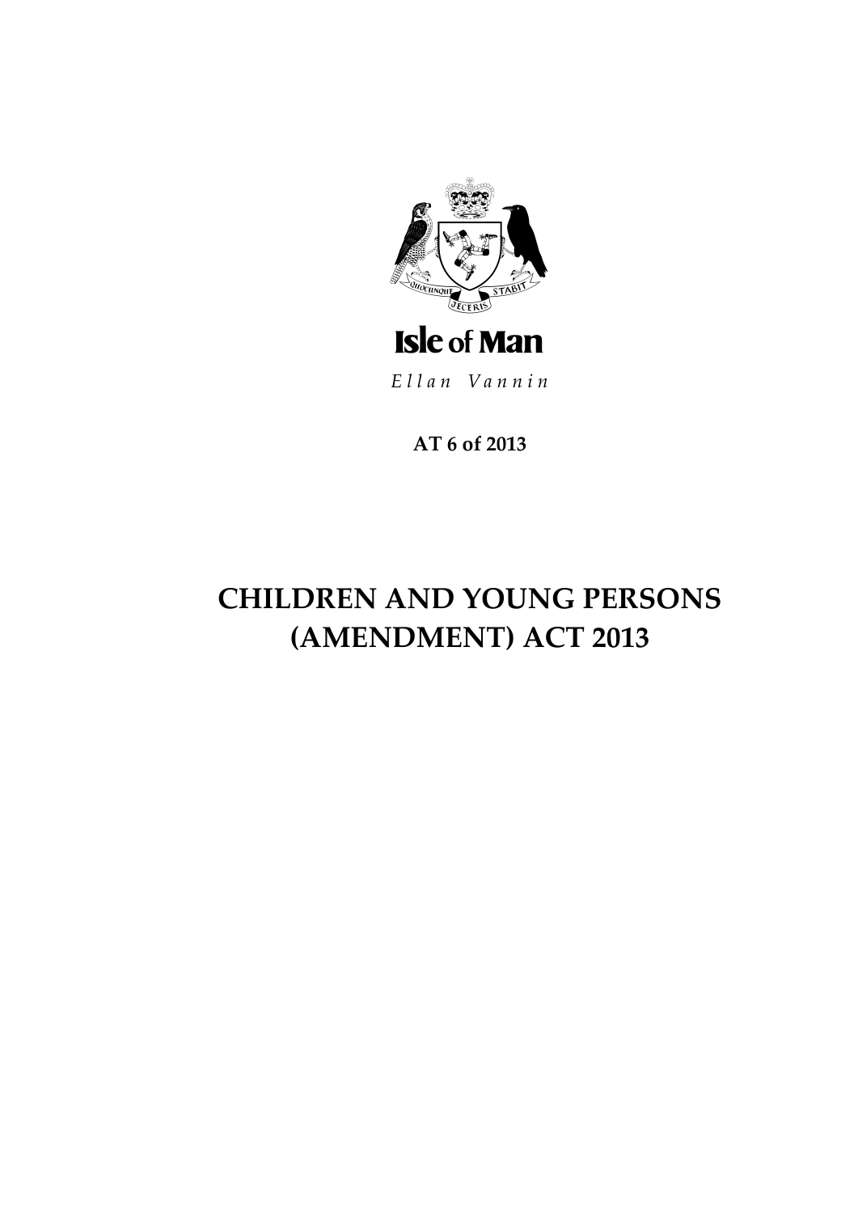Isle of Man

*Ellan Vannin*

**AT 6 of 2013**

# CHILDREN AND YOUNG PERSONS (AMENDMENT) ACT 2013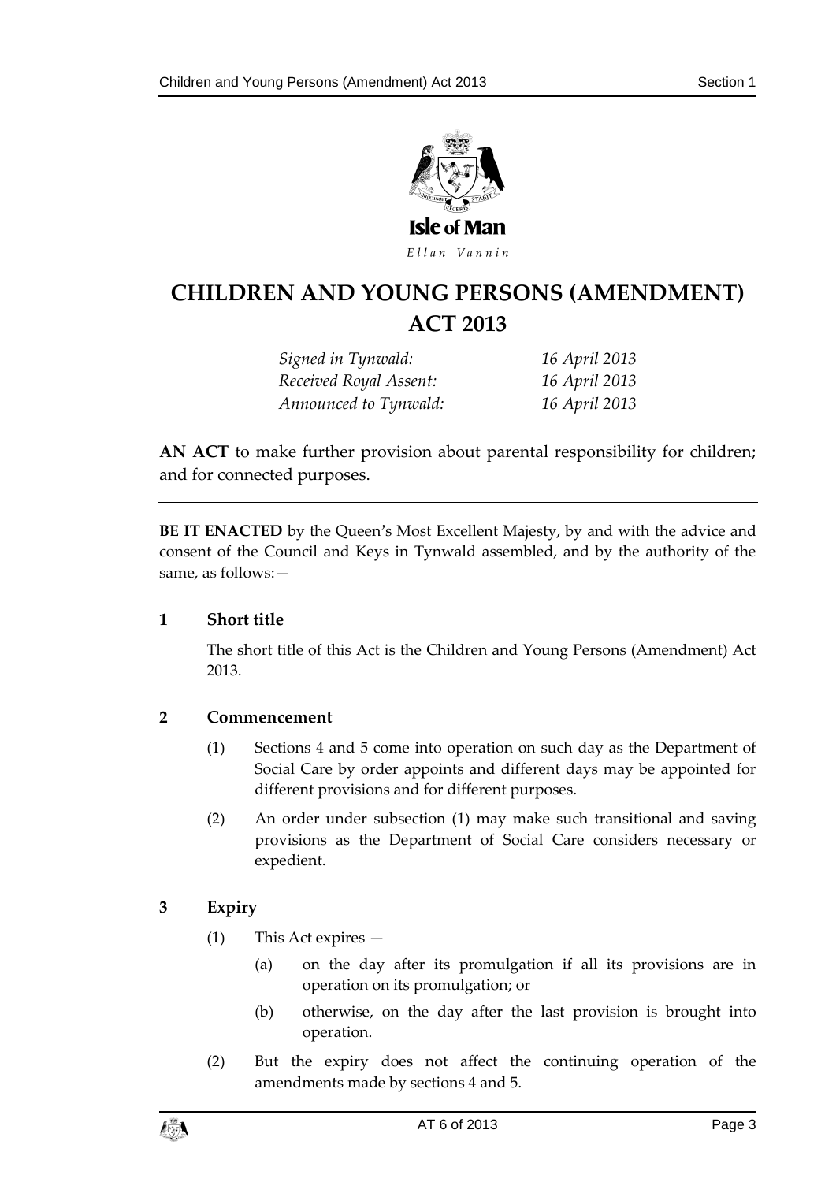# CHILDREN AND YOUNG PERSONS (AMENDMENT) ACT 2013

| | |
|---|---|
| *Signed in Tynwald:* | *16 April 2013* |
| *Received Royal Assent:* | *16 April 2013* |
| *Announced to Tynwald:* | *16 April 2013* |

**AN ACT** to make further provision about parental responsibility for children; and for connected purposes.

---

**BE IT ENACTED** by the Queen's Most Excellent Majesty, by and with the advice and consent of the Council and Keys in Tynwald assembled, and by the authority of the same, as follows:—

## 1 Short title

The short title of this Act is the Children and Young Persons (Amendment) Act 2013.

## 2 Commencement

(1) Sections 4 and 5 come into operation on such day as the Department of Social Care by order appoints and different days may be appointed for different provisions and for different purposes.

(2) An order under subsection (1) may make such transitional and saving provisions as the Department of Social Care considers necessary or expedient.

## 3 Expiry

(1) This Act expires —

(a) on the day after its promulgation if all its provisions are in operation on its promulgation; or

(b) otherwise, on the day after the last provision is brought into operation.

(2) But the expiry does not affect the continuing operation of the amendments made by sections 4 and 5.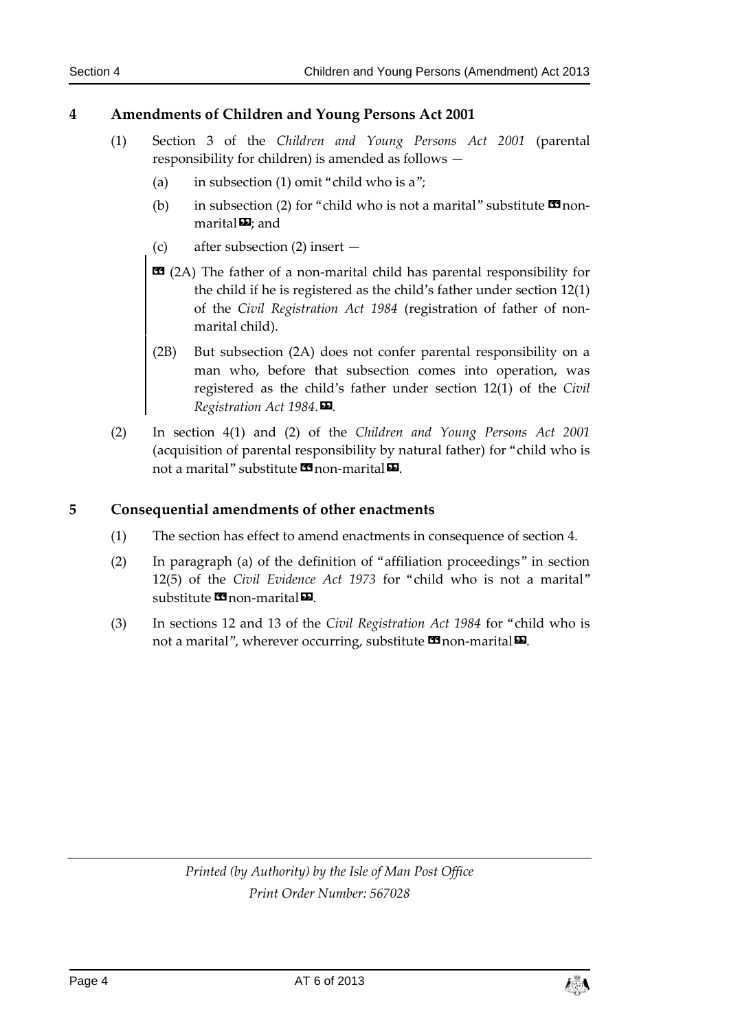## 4 Amendments of Children and Young Persons Act 2001

(1) Section 3 of the *Children and Young Persons Act 2001* (parental responsibility for children) is amended as follows —

(a) in subsection (1) omit "child who is a";

(b) in subsection (2) for "child who is not a marital" substitute «non-marital»; and

(c) after subsection (2) insert —

> « (2A) The father of a non-marital child has parental responsibility for the child if he is registered as the child's father under section 12(1) of the *Civil Registration Act 1984* (registration of father of non-marital child).
>
> (2B) But subsection (2A) does not confer parental responsibility on a man who, before that subsection comes into operation, was registered as the child's father under section 12(1) of the *Civil Registration Act 1984*.».

(2) In section 4(1) and (2) of the *Children and Young Persons Act 2001* (acquisition of parental responsibility by natural father) for "child who is not a marital" substitute «non-marital».

## 5 Consequential amendments of other enactments

(1) The section has effect to amend enactments in consequence of section 4.

(2) In paragraph (a) of the definition of "affiliation proceedings" in section 12(5) of the *Civil Evidence Act 1973* for "child who is not a marital" substitute «non-marital».

(3) In sections 12 and 13 of the *Civil Registration Act 1984* for "child who is not a marital", wherever occurring, substitute «non-marital».

*Printed (by Authority) by the Isle of Man Post Office*
*Print Order Number: 567028*